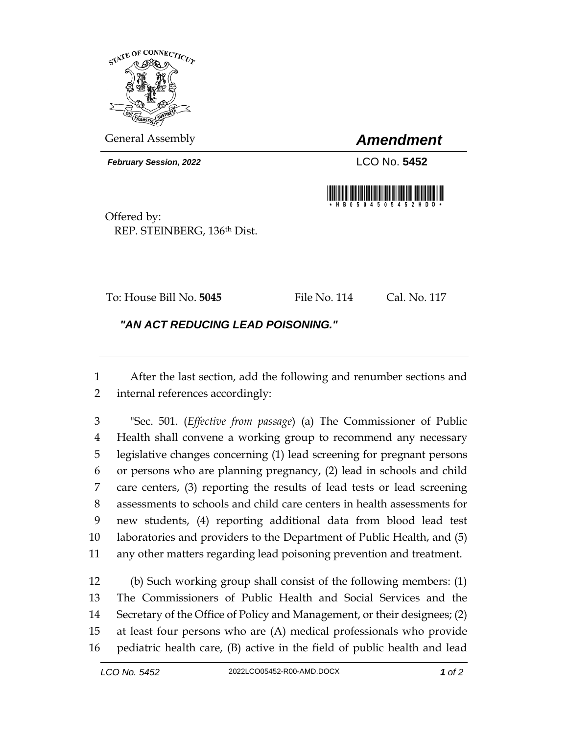General Assembly

# *Amendment*

***February Session, 2022***

LCO No. **5452**

Offered by:
REP. STEINBERG, 136th Dist.

To: House Bill No. **5045** File No. 114 Cal. No. 117

## *"AN ACT REDUCING LEAD POISONING."*

After the last section, add the following and renumber sections and internal references accordingly:

"Sec. 501. (*Effective from passage*) (a) The Commissioner of Public Health shall convene a working group to recommend any necessary legislative changes concerning (1) lead screening for pregnant persons or persons who are planning pregnancy, (2) lead in schools and child care centers, (3) reporting the results of lead tests or lead screening assessments to schools and child care centers in health assessments for new students, (4) reporting additional data from blood lead test laboratories and providers to the Department of Public Health, and (5) any other matters regarding lead poisoning prevention and treatment.

(b) Such working group shall consist of the following members: (1) The Commissioners of Public Health and Social Services and the Secretary of the Office of Policy and Management, or their designees; (2) at least four persons who are (A) medical professionals who provide pediatric health care, (B) active in the field of public health and lead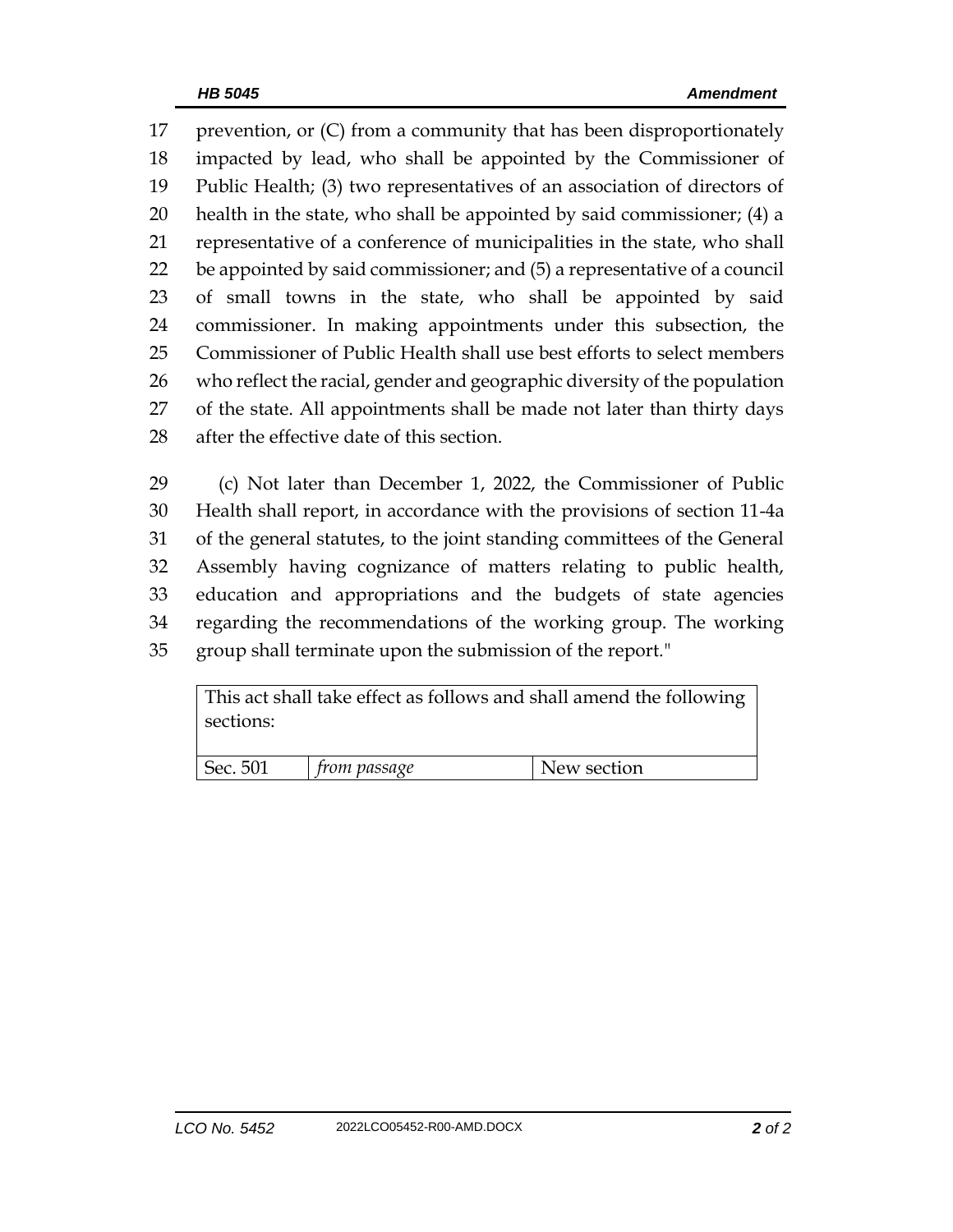prevention, or (C) from a community that has been disproportionately impacted by lead, who shall be appointed by the Commissioner of Public Health; (3) two representatives of an association of directors of health in the state, who shall be appointed by said commissioner; (4) a representative of a conference of municipalities in the state, who shall be appointed by said commissioner; and (5) a representative of a council of small towns in the state, who shall be appointed by said commissioner. In making appointments under this subsection, the Commissioner of Public Health shall use best efforts to select members who reflect the racial, gender and geographic diversity of the population of the state. All appointments shall be made not later than thirty days after the effective date of this section.

(c) Not later than December 1, 2022, the Commissioner of Public Health shall report, in accordance with the provisions of section 11-4a of the general statutes, to the joint standing committees of the General Assembly having cognizance of matters relating to public health, education and appropriations and the budgets of state agencies regarding the recommendations of the working group. The working group shall terminate upon the submission of the report."

| This act shall take effect as follows and shall amend the following sections: | | |
|---|---|---|
| Sec. 501 | *from passage* | New section |